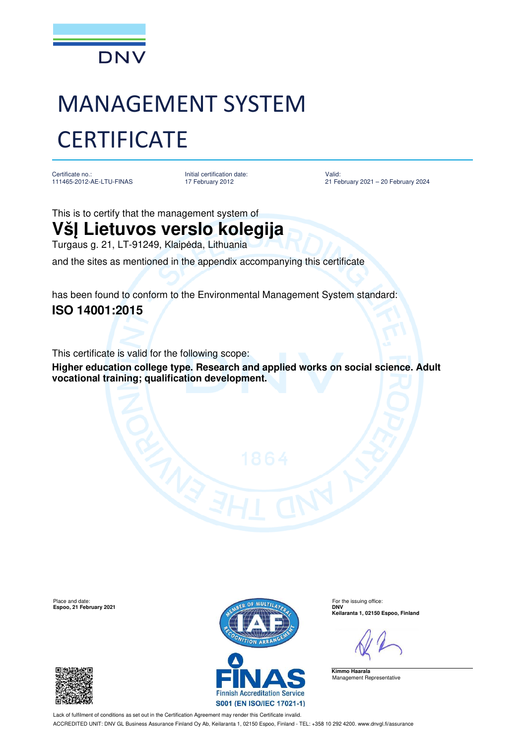DNV

# MANAGEMENT SYSTEM CERTIFICATE

Certificate no.:
111465-2012-AE-LTU-FINAS

Initial certification date:
17 February 2012

Valid:
21 February 2021 – 20 February 2024

This is to certify that the management system of

## VšĮ Lietuvos verslo kolegija

Turgaus g. 21, LT-91249, Klaipėda, Lithuania

and the sites as mentioned in the appendix accompanying this certificate

has been found to conform to the Environmental Management System standard:

**ISO 14001:2015**

This certificate is valid for the following scope:

**Higher education college type. Research and applied works on social science. Adult vocational training; qualification development.**

Place and date:
**Espoo, 21 February 2021**

For the issuing office:
**DNV**
**Keilaranta 1, 02150 Espoo, Finland**

**Kimmo Haarala**
Management Representative

FINAS
Finnish Accreditation Service
S001 (EN ISO/IEC 17021-1)

Lack of fulfilment of conditions as set out in the Certification Agreement may render this Certificate invalid.
ACCREDITED UNIT: DNV GL Business Assurance Finland Oy Ab, Keilaranta 1, 02150 Espoo, Finland - TEL: +358 10 292 4200. www.dnvgl.fi/assurance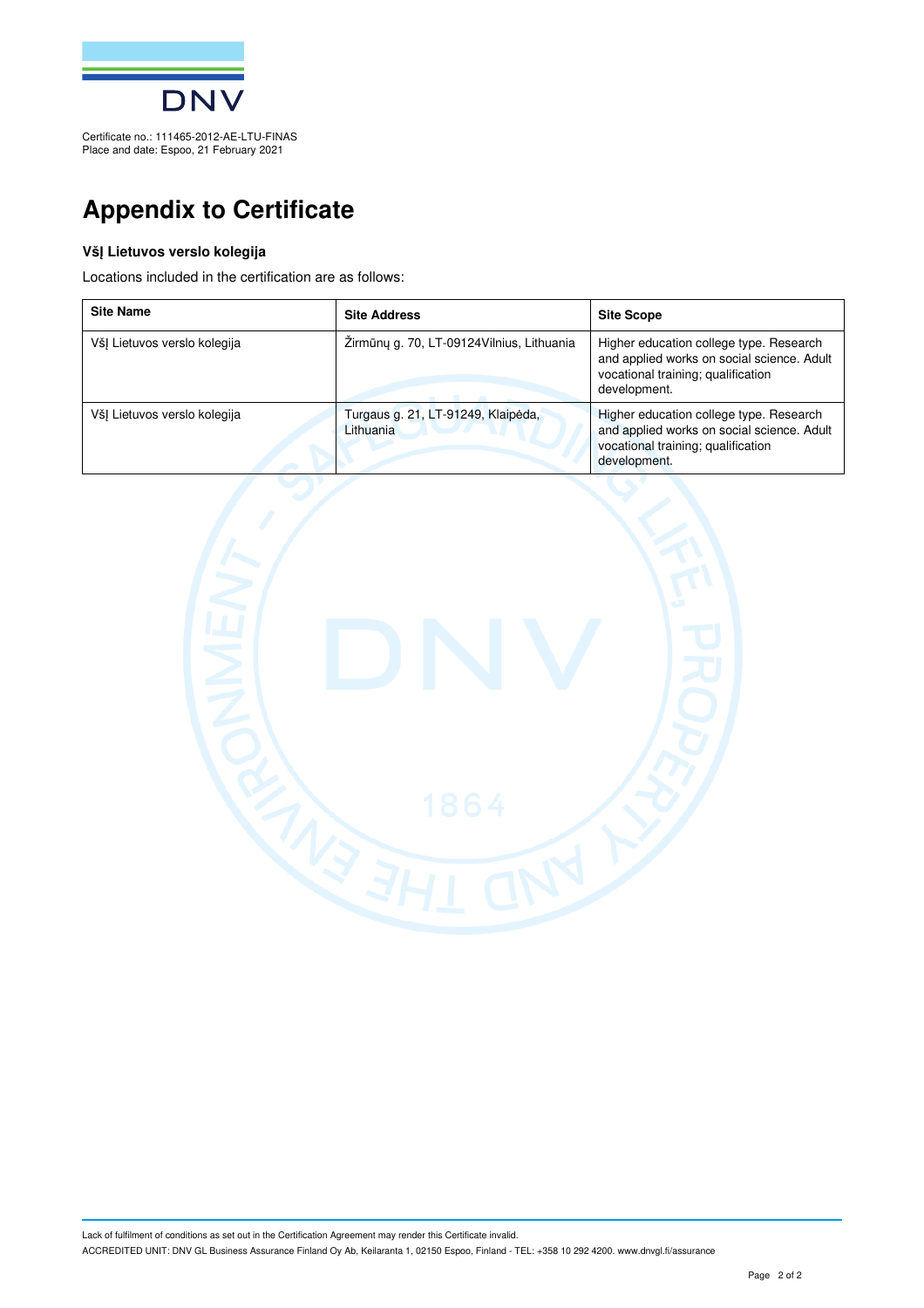Certificate no.: 111465-2012-AE-LTU-FINAS
Place and date: Espoo, 21 February 2021

# Appendix to Certificate

**VšĮ Lietuvos verslo kolegija**

Locations included in the certification are as follows:

| Site Name | Site Address | Site Scope |
|---|---|---|
| VšĮ Lietuvos verslo kolegija | Žirmūnų g. 70, LT-09124Vilnius, Lithuania | Higher education college type. Research and applied works on social science. Adult vocational training; qualification development. |
| VšĮ Lietuvos verslo kolegija | Turgaus g. 21, LT-91249, Klaipėda, Lithuania | Higher education college type. Research and applied works on social science. Adult vocational training; qualification development. |

Lack of fulfilment of conditions as set out in the Certification Agreement may render this Certificate invalid.

ACCREDITED UNIT: DNV GL Business Assurance Finland Oy Ab, Keilaranta 1, 02150 Espoo, Finland - TEL: +358 10 292 4200. www.dnvgl.fi/assurance